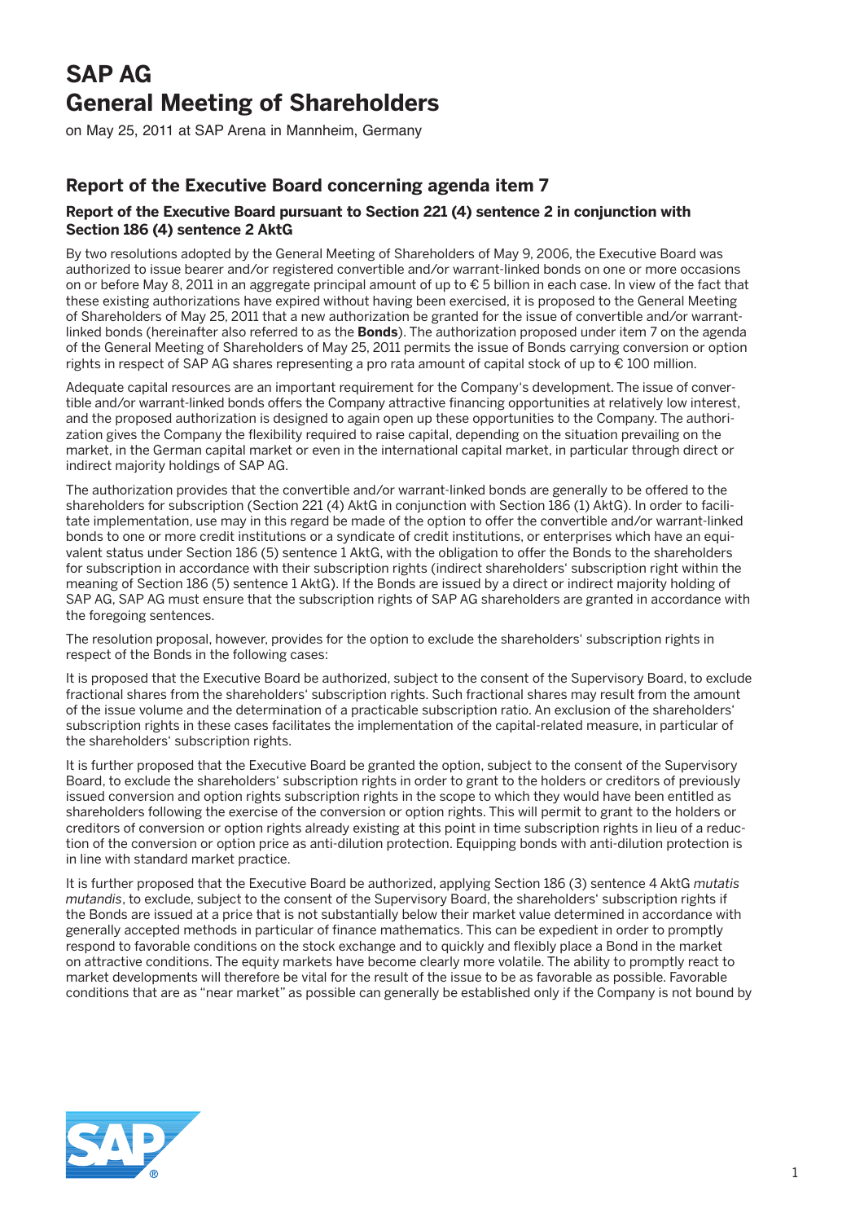# SAP AG
# General Meeting of Shareholders

on May 25, 2011 at SAP Arena in Mannheim, Germany

## Report of the Executive Board concerning agenda item 7

### Report of the Executive Board pursuant to Section 221 (4) sentence 2 in conjunction with Section 186 (4) sentence 2 AktG

By two resolutions adopted by the General Meeting of Shareholders of May 9, 2006, the Executive Board was authorized to issue bearer and/or registered convertible and/or warrant-linked bonds on one or more occasions on or before May 8, 2011 in an aggregate principal amount of up to € 5 billion in each case. In view of the fact that these existing authorizations have expired without having been exercised, it is proposed to the General Meeting of Shareholders of May 25, 2011 that a new authorization be granted for the issue of convertible and/or warrant-linked bonds (hereinafter also referred to as the **Bonds**). The authorization proposed under item 7 on the agenda of the General Meeting of Shareholders of May 25, 2011 permits the issue of Bonds carrying conversion or option rights in respect of SAP AG shares representing a pro rata amount of capital stock of up to € 100 million.

Adequate capital resources are an important requirement for the Company's development. The issue of convertible and/or warrant-linked bonds offers the Company attractive financing opportunities at relatively low interest, and the proposed authorization is designed to again open up these opportunities to the Company. The authorization gives the Company the flexibility required to raise capital, depending on the situation prevailing on the market, in the German capital market or even in the international capital market, in particular through direct or indirect majority holdings of SAP AG.

The authorization provides that the convertible and/or warrant-linked bonds are generally to be offered to the shareholders for subscription (Section 221 (4) AktG in conjunction with Section 186 (1) AktG). In order to facilitate implementation, use may in this regard be made of the option to offer the convertible and/or warrant-linked bonds to one or more credit institutions or a syndicate of credit institutions, or enterprises which have an equivalent status under Section 186 (5) sentence 1 AktG, with the obligation to offer the Bonds to the shareholders for subscription in accordance with their subscription rights (indirect shareholders' subscription right within the meaning of Section 186 (5) sentence 1 AktG). If the Bonds are issued by a direct or indirect majority holding of SAP AG, SAP AG must ensure that the subscription rights of SAP AG shareholders are granted in accordance with the foregoing sentences.

The resolution proposal, however, provides for the option to exclude the shareholders' subscription rights in respect of the Bonds in the following cases:

It is proposed that the Executive Board be authorized, subject to the consent of the Supervisory Board, to exclude fractional shares from the shareholders' subscription rights. Such fractional shares may result from the amount of the issue volume and the determination of a practicable subscription ratio. An exclusion of the shareholders' subscription rights in these cases facilitates the implementation of the capital-related measure, in particular of the shareholders' subscription rights.

It is further proposed that the Executive Board be granted the option, subject to the consent of the Supervisory Board, to exclude the shareholders' subscription rights in order to grant to the holders or creditors of previously issued conversion and option rights subscription rights in the scope to which they would have been entitled as shareholders following the exercise of the conversion or option rights. This will permit to grant to the holders or creditors of conversion or option rights already existing at this point in time subscription rights in lieu of a reduction of the conversion or option price as anti-dilution protection. Equipping bonds with anti-dilution protection is in line with standard market practice.

It is further proposed that the Executive Board be authorized, applying Section 186 (3) sentence 4 AktG *mutatis mutandis*, to exclude, subject to the consent of the Supervisory Board, the shareholders' subscription rights if the Bonds are issued at a price that is not substantially below their market value determined in accordance with generally accepted methods in particular of finance mathematics. This can be expedient in order to promptly respond to favorable conditions on the stock exchange and to quickly and flexibly place a Bond in the market on attractive conditions. The equity markets have become clearly more volatile. The ability to promptly react to market developments will therefore be vital for the result of the issue to be as favorable as possible. Favorable conditions that are as "near market" as possible can generally be established only if the Company is not bound by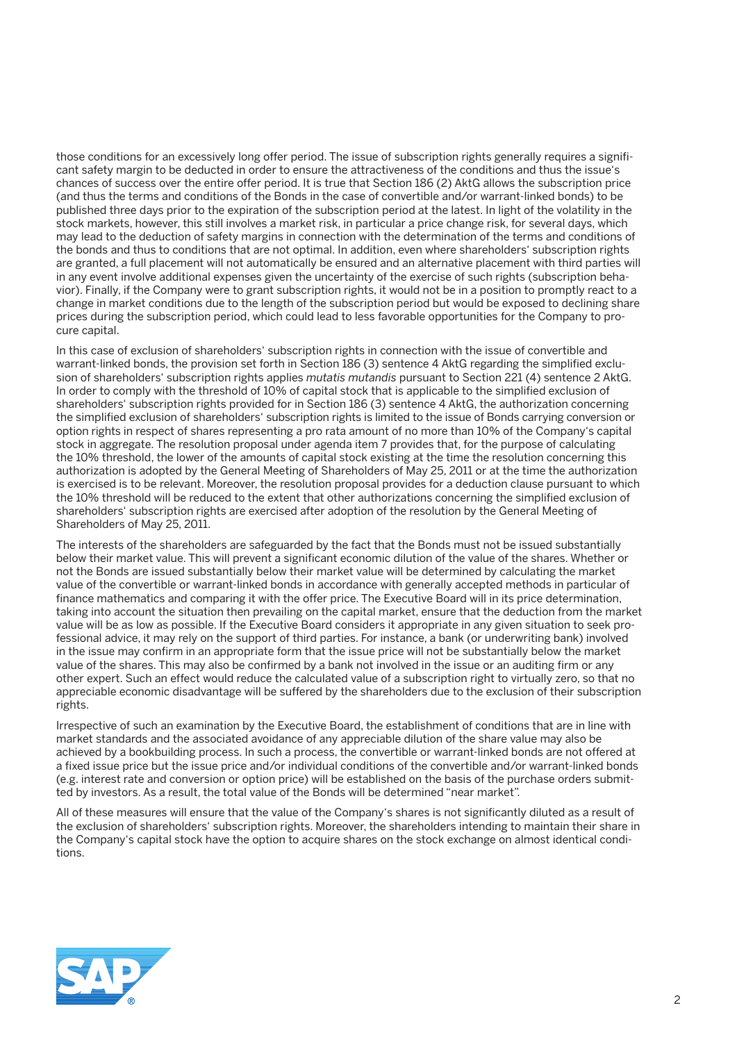those conditions for an excessively long offer period. The issue of subscription rights generally requires a significant safety margin to be deducted in order to ensure the attractiveness of the conditions and thus the issue's chances of success over the entire offer period. It is true that Section 186 (2) AktG allows the subscription price (and thus the terms and conditions of the Bonds in the case of convertible and/or warrant-linked bonds) to be published three days prior to the expiration of the subscription period at the latest. In light of the volatility in the stock markets, however, this still involves a market risk, in particular a price change risk, for several days, which may lead to the deduction of safety margins in connection with the determination of the terms and conditions of the bonds and thus to conditions that are not optimal. In addition, even where shareholders' subscription rights are granted, a full placement will not automatically be ensured and an alternative placement with third parties will in any event involve additional expenses given the uncertainty of the exercise of such rights (subscription behavior). Finally, if the Company were to grant subscription rights, it would not be in a position to promptly react to a change in market conditions due to the length of the subscription period but would be exposed to declining share prices during the subscription period, which could lead to less favorable opportunities for the Company to procure capital.

In this case of exclusion of shareholders' subscription rights in connection with the issue of convertible and warrant-linked bonds, the provision set forth in Section 186 (3) sentence 4 AktG regarding the simplified exclusion of shareholders' subscription rights applies *mutatis mutandis* pursuant to Section 221 (4) sentence 2 AktG. In order to comply with the threshold of 10% of capital stock that is applicable to the simplified exclusion of shareholders' subscription rights provided for in Section 186 (3) sentence 4 AktG, the authorization concerning the simplified exclusion of shareholders' subscription rights is limited to the issue of Bonds carrying conversion or option rights in respect of shares representing a pro rata amount of no more than 10% of the Company's capital stock in aggregate. The resolution proposal under agenda item 7 provides that, for the purpose of calculating the 10% threshold, the lower of the amounts of capital stock existing at the time the resolution concerning this authorization is adopted by the General Meeting of Shareholders of May 25, 2011 or at the time the authorization is exercised is to be relevant. Moreover, the resolution proposal provides for a deduction clause pursuant to which the 10% threshold will be reduced to the extent that other authorizations concerning the simplified exclusion of shareholders' subscription rights are exercised after adoption of the resolution by the General Meeting of Shareholders of May 25, 2011.

The interests of the shareholders are safeguarded by the fact that the Bonds must not be issued substantially below their market value. This will prevent a significant economic dilution of the value of the shares. Whether or not the Bonds are issued substantially below their market value will be determined by calculating the market value of the convertible or warrant-linked bonds in accordance with generally accepted methods in particular of finance mathematics and comparing it with the offer price. The Executive Board will in its price determination, taking into account the situation then prevailing on the capital market, ensure that the deduction from the market value will be as low as possible. If the Executive Board considers it appropriate in any given situation to seek professional advice, it may rely on the support of third parties. For instance, a bank (or underwriting bank) involved in the issue may confirm in an appropriate form that the issue price will not be substantially below the market value of the shares. This may also be confirmed by a bank not involved in the issue or an auditing firm or any other expert. Such an effect would reduce the calculated value of a subscription right to virtually zero, so that no appreciable economic disadvantage will be suffered by the shareholders due to the exclusion of their subscription rights.

Irrespective of such an examination by the Executive Board, the establishment of conditions that are in line with market standards and the associated avoidance of any appreciable dilution of the share value may also be achieved by a bookbuilding process. In such a process, the convertible or warrant-linked bonds are not offered at a fixed issue price but the issue price and/or individual conditions of the convertible and/or warrant-linked bonds (e.g. interest rate and conversion or option price) will be established on the basis of the purchase orders submitted by investors. As a result, the total value of the Bonds will be determined "near market".

All of these measures will ensure that the value of the Company's shares is not significantly diluted as a result of the exclusion of shareholders' subscription rights. Moreover, the shareholders intending to maintain their share in the Company's capital stock have the option to acquire shares on the stock exchange on almost identical conditions.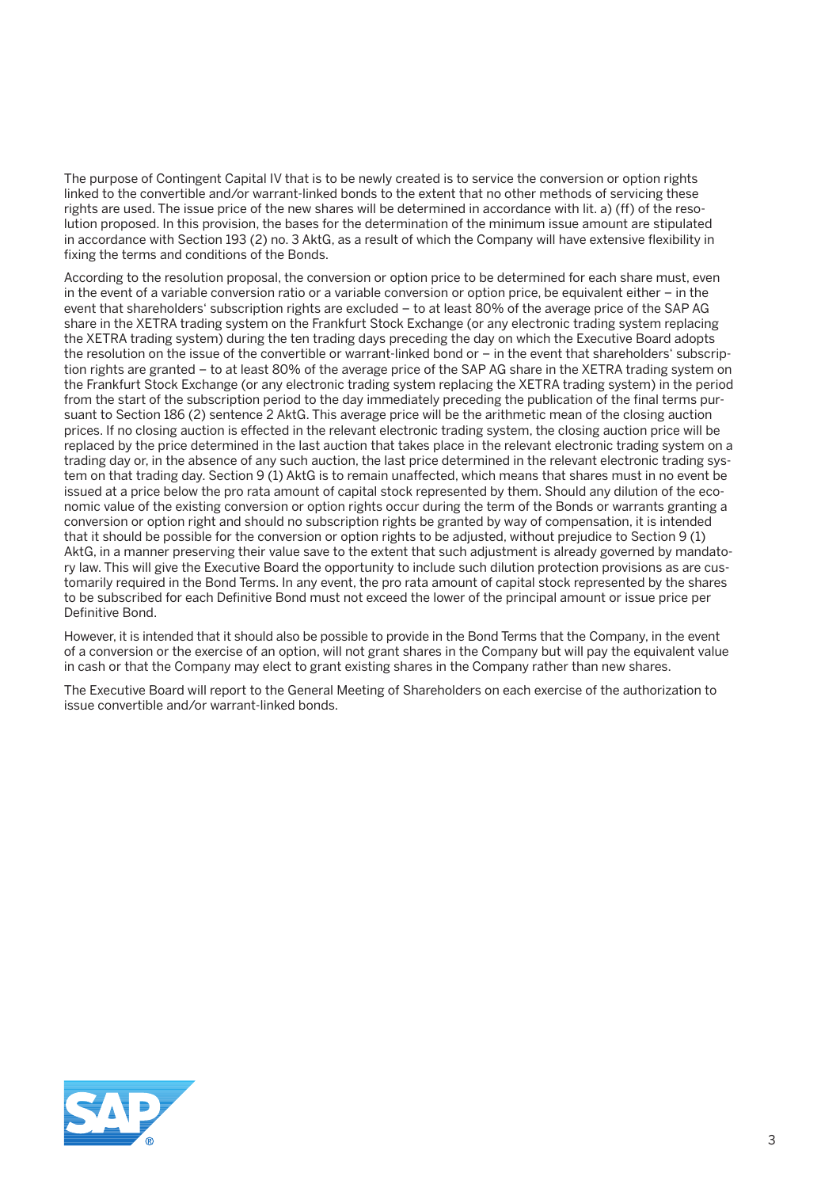The purpose of Contingent Capital IV that is to be newly created is to service the conversion or option rights linked to the convertible and/or warrant-linked bonds to the extent that no other methods of servicing these rights are used. The issue price of the new shares will be determined in accordance with lit. a) (ff) of the resolution proposed. In this provision, the bases for the determination of the minimum issue amount are stipulated in accordance with Section 193 (2) no. 3 AktG, as a result of which the Company will have extensive flexibility in fixing the terms and conditions of the Bonds.

According to the resolution proposal, the conversion or option price to be determined for each share must, even in the event of a variable conversion ratio or a variable conversion or option price, be equivalent either – in the event that shareholders' subscription rights are excluded – to at least 80% of the average price of the SAP AG share in the XETRA trading system on the Frankfurt Stock Exchange (or any electronic trading system replacing the XETRA trading system) during the ten trading days preceding the day on which the Executive Board adopts the resolution on the issue of the convertible or warrant-linked bond or – in the event that shareholders' subscription rights are granted – to at least 80% of the average price of the SAP AG share in the XETRA trading system on the Frankfurt Stock Exchange (or any electronic trading system replacing the XETRA trading system) in the period from the start of the subscription period to the day immediately preceding the publication of the final terms pursuant to Section 186 (2) sentence 2 AktG. This average price will be the arithmetic mean of the closing auction prices. If no closing auction is effected in the relevant electronic trading system, the closing auction price will be replaced by the price determined in the last auction that takes place in the relevant electronic trading system on a trading day or, in the absence of any such auction, the last price determined in the relevant electronic trading system on that trading day. Section 9 (1) AktG is to remain unaffected, which means that shares must in no event be issued at a price below the pro rata amount of capital stock represented by them. Should any dilution of the economic value of the existing conversion or option rights occur during the term of the Bonds or warrants granting a conversion or option right and should no subscription rights be granted by way of compensation, it is intended that it should be possible for the conversion or option rights to be adjusted, without prejudice to Section 9 (1) AktG, in a manner preserving their value save to the extent that such adjustment is already governed by mandatory law. This will give the Executive Board the opportunity to include such dilution protection provisions as are customarily required in the Bond Terms. In any event, the pro rata amount of capital stock represented by the shares to be subscribed for each Definitive Bond must not exceed the lower of the principal amount or issue price per Definitive Bond.

However, it is intended that it should also be possible to provide in the Bond Terms that the Company, in the event of a conversion or the exercise of an option, will not grant shares in the Company but will pay the equivalent value in cash or that the Company may elect to grant existing shares in the Company rather than new shares.

The Executive Board will report to the General Meeting of Shareholders on each exercise of the authorization to issue convertible and/or warrant-linked bonds.